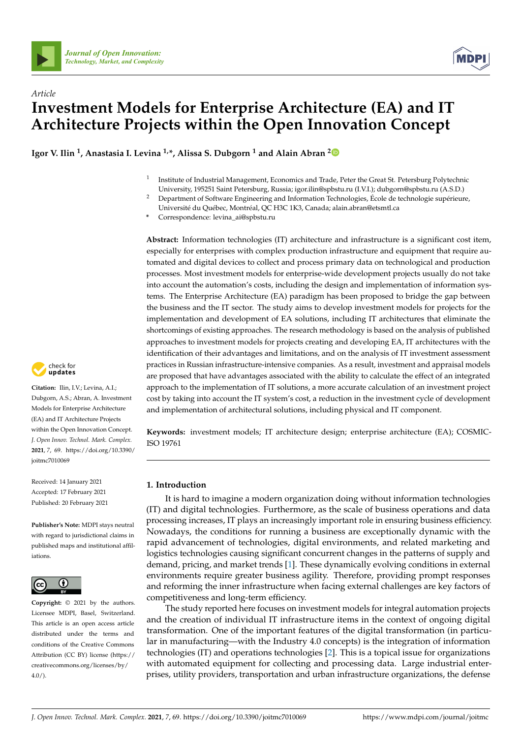*Article*

# Investment Models for Enterprise Architecture (EA) and IT Architecture Projects within the Open Innovation Concept

**Igor V. Ilin [1], Anastasia I. Levina [1,*], Alissa S. Dubgorn [1] and Alain Abran [2]**

[1] Institute of Industrial Management, Economics and Trade, Peter the Great St. Petersburg Polytechnic University, 195251 Saint Petersburg, Russia; igor.ilin@spbstu.ru (I.V.I.); dubgorn@spbstu.ru (A.S.D.)

[2] Department of Software Engineering and Information Technologies, École de technologie supérieure, Université du Québec, Montréal, QC H3C 1K3, Canada; alain.abran@etsmtl.ca

\* Correspondence: levina_ai@spbstu.ru

**Abstract:** Information technologies (IT) architecture and infrastructure is a significant cost item, especially for enterprises with complex production infrastructure and equipment that require automated and digital devices to collect and process primary data on technological and production processes. Most investment models for enterprise-wide development projects usually do not take into account the automation's costs, including the design and implementation of information systems. The Enterprise Architecture (EA) paradigm has been proposed to bridge the gap between the business and the IT sector. The study aims to develop investment models for projects for the implementation and development of EA solutions, including IT architectures that eliminate the shortcomings of existing approaches. The research methodology is based on the analysis of published approaches to investment models for projects creating and developing EA, IT architectures with the identification of their advantages and limitations, and on the analysis of IT investment assessment practices in Russian infrastructure-intensive companies. As a result, investment and appraisal models are proposed that have advantages associated with the ability to calculate the effect of an integrated approach to the implementation of IT solutions, a more accurate calculation of an investment project cost by taking into account the IT system's cost, a reduction in the investment cycle of development and implementation of architectural solutions, including physical and IT component.

**Keywords:** investment models; IT architecture design; enterprise architecture (EA); COSMIC-ISO 19761

**Citation:** Ilin, I.V.; Levina, A.I.; Dubgorn, A.S.; Abran, A. Investment Models for Enterprise Architecture (EA) and IT Architecture Projects within the Open Innovation Concept. *J. Open Innov. Technol. Mark. Complex.* **2021**, *7*, 69. https://doi.org/10.3390/joitmc7010069

Received: 14 January 2021
Accepted: 17 February 2021
Published: 20 February 2021

**Publisher's Note:** MDPI stays neutral with regard to jurisdictional claims in published maps and institutional affiliations.

**Copyright:** © 2021 by the authors. Licensee MDPI, Basel, Switzerland. This article is an open access article distributed under the terms and conditions of the Creative Commons Attribution (CC BY) license (https://creativecommons.org/licenses/by/4.0/).

## 1. Introduction

It is hard to imagine a modern organization doing without information technologies (IT) and digital technologies. Furthermore, as the scale of business operations and data processing increases, IT plays an increasingly important role in ensuring business efficiency. Nowadays, the conditions for running a business are exceptionally dynamic with the rapid advancement of technologies, digital environments, and related marketing and logistics technologies causing significant concurrent changes in the patterns of supply and demand, pricing, and market trends [1]. These dynamically evolving conditions in external environments require greater business agility. Therefore, providing prompt responses and reforming the inner infrastructure when facing external challenges are key factors of competitiveness and long-term efficiency.

The study reported here focuses on investment models for integral automation projects and the creation of individual IT infrastructure items in the context of ongoing digital transformation. One of the important features of the digital transformation (in particular in manufacturing—with the Industry 4.0 concepts) is the integration of information technologies (IT) and operations technologies [2]. This is a topical issue for organizations with automated equipment for collecting and processing data. Large industrial enterprises, utility providers, transportation and urban infrastructure organizations, the defense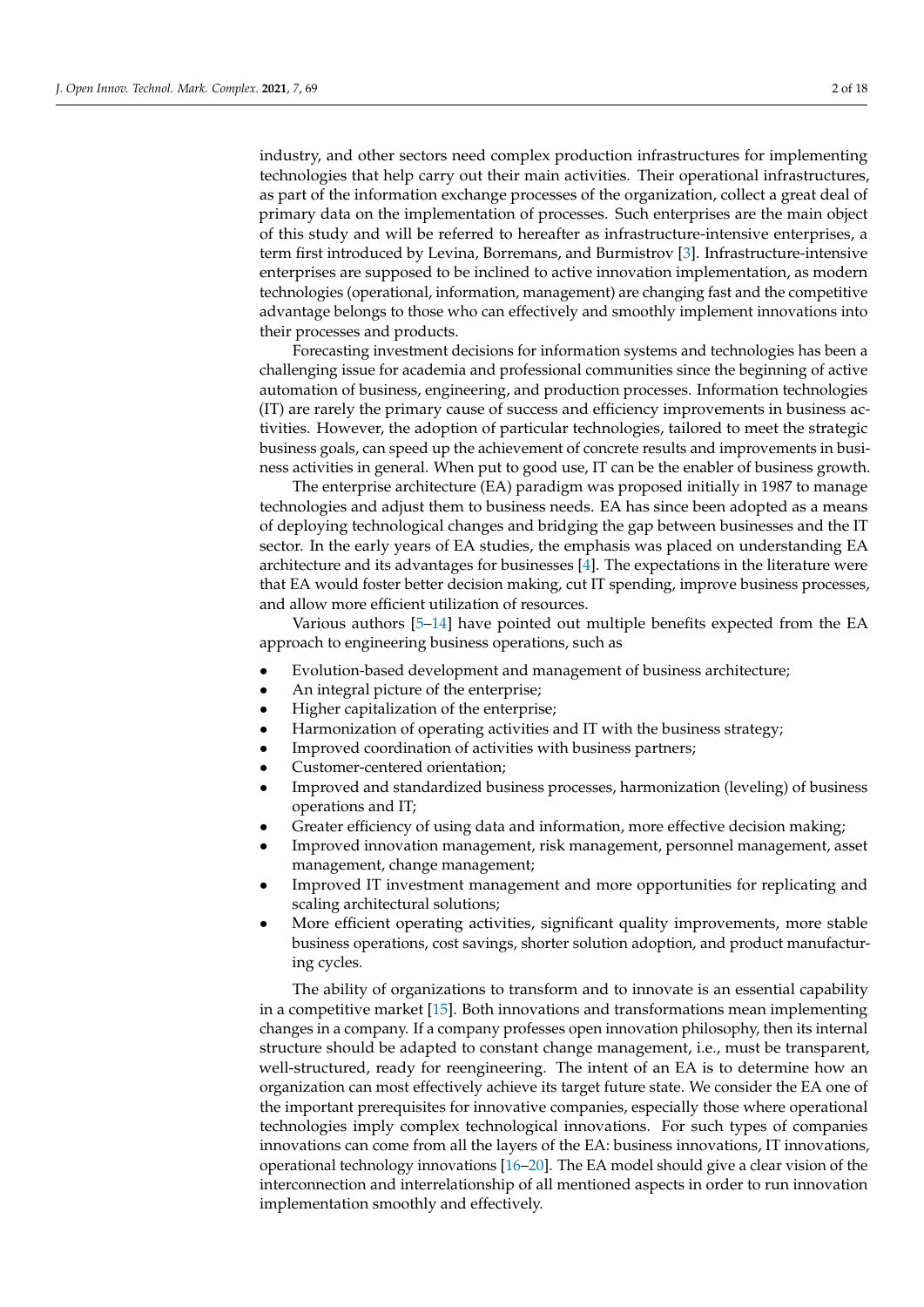industry, and other sectors need complex production infrastructures for implementing technologies that help carry out their main activities. Their operational infrastructures, as part of the information exchange processes of the organization, collect a great deal of primary data on the implementation of processes. Such enterprises are the main object of this study and will be referred to hereafter as infrastructure-intensive enterprises, a term first introduced by Levina, Borremans, and Burmistrov [3]. Infrastructure-intensive enterprises are supposed to be inclined to active innovation implementation, as modern technologies (operational, information, management) are changing fast and the competitive advantage belongs to those who can effectively and smoothly implement innovations into their processes and products.

Forecasting investment decisions for information systems and technologies has been a challenging issue for academia and professional communities since the beginning of active automation of business, engineering, and production processes. Information technologies (IT) are rarely the primary cause of success and efficiency improvements in business activities. However, the adoption of particular technologies, tailored to meet the strategic business goals, can speed up the achievement of concrete results and improvements in business activities in general. When put to good use, IT can be the enabler of business growth.

The enterprise architecture (EA) paradigm was proposed initially in 1987 to manage technologies and adjust them to business needs. EA has since been adopted as a means of deploying technological changes and bridging the gap between businesses and the IT sector. In the early years of EA studies, the emphasis was placed on understanding EA architecture and its advantages for businesses [4]. The expectations in the literature were that EA would foster better decision making, cut IT spending, improve business processes, and allow more efficient utilization of resources.

Various authors [5–14] have pointed out multiple benefits expected from the EA approach to engineering business operations, such as

- Evolution-based development and management of business architecture;
- An integral picture of the enterprise;
- Higher capitalization of the enterprise;
- Harmonization of operating activities and IT with the business strategy;
- Improved coordination of activities with business partners;
- Customer-centered orientation;
- Improved and standardized business processes, harmonization (leveling) of business operations and IT;
- Greater efficiency of using data and information, more effective decision making;
- Improved innovation management, risk management, personnel management, asset management, change management;
- Improved IT investment management and more opportunities for replicating and scaling architectural solutions;
- More efficient operating activities, significant quality improvements, more stable business operations, cost savings, shorter solution adoption, and product manufacturing cycles.

The ability of organizations to transform and to innovate is an essential capability in a competitive market [15]. Both innovations and transformations mean implementing changes in a company. If a company professes open innovation philosophy, then its internal structure should be adapted to constant change management, i.e., must be transparent, well-structured, ready for reengineering. The intent of an EA is to determine how an organization can most effectively achieve its target future state. We consider the EA one of the important prerequisites for innovative companies, especially those where operational technologies imply complex technological innovations. For such types of companies innovations can come from all the layers of the EA: business innovations, IT innovations, operational technology innovations [16–20]. The EA model should give a clear vision of the interconnection and interrelationship of all mentioned aspects in order to run innovation implementation smoothly and effectively.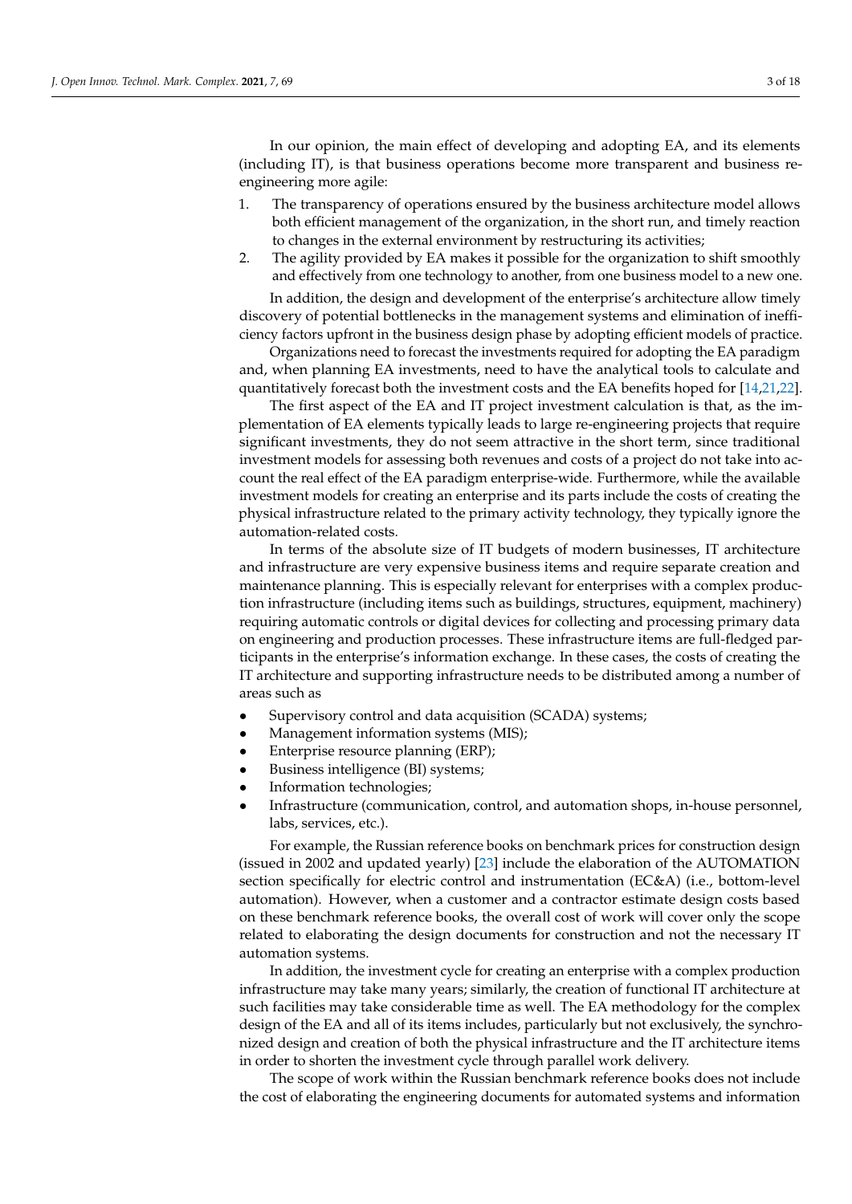In our opinion, the main effect of developing and adopting EA, and its elements (including IT), is that business operations become more transparent and business re-engineering more agile:

1. The transparency of operations ensured by the business architecture model allows both efficient management of the organization, in the short run, and timely reaction to changes in the external environment by restructuring its activities;
2. The agility provided by EA makes it possible for the organization to shift smoothly and effectively from one technology to another, from one business model to a new one.

In addition, the design and development of the enterprise's architecture allow timely discovery of potential bottlenecks in the management systems and elimination of inefficiency factors upfront in the business design phase by adopting efficient models of practice.

Organizations need to forecast the investments required for adopting the EA paradigm and, when planning EA investments, need to have the analytical tools to calculate and quantitatively forecast both the investment costs and the EA benefits hoped for [14,21,22].

The first aspect of the EA and IT project investment calculation is that, as the implementation of EA elements typically leads to large re-engineering projects that require significant investments, they do not seem attractive in the short term, since traditional investment models for assessing both revenues and costs of a project do not take into account the real effect of the EA paradigm enterprise-wide. Furthermore, while the available investment models for creating an enterprise and its parts include the costs of creating the physical infrastructure related to the primary activity technology, they typically ignore the automation-related costs.

In terms of the absolute size of IT budgets of modern businesses, IT architecture and infrastructure are very expensive business items and require separate creation and maintenance planning. This is especially relevant for enterprises with a complex production infrastructure (including items such as buildings, structures, equipment, machinery) requiring automatic controls or digital devices for collecting and processing primary data on engineering and production processes. These infrastructure items are full-fledged participants in the enterprise's information exchange. In these cases, the costs of creating the IT architecture and supporting infrastructure needs to be distributed among a number of areas such as

- Supervisory control and data acquisition (SCADA) systems;
- Management information systems (MIS);
- Enterprise resource planning (ERP);
- Business intelligence (BI) systems;
- Information technologies;
- Infrastructure (communication, control, and automation shops, in-house personnel, labs, services, etc.).

For example, the Russian reference books on benchmark prices for construction design (issued in 2002 and updated yearly) [23] include the elaboration of the AUTOMATION section specifically for electric control and instrumentation (EC&A) (i.e., bottom-level automation). However, when a customer and a contractor estimate design costs based on these benchmark reference books, the overall cost of work will cover only the scope related to elaborating the design documents for construction and not the necessary IT automation systems.

In addition, the investment cycle for creating an enterprise with a complex production infrastructure may take many years; similarly, the creation of functional IT architecture at such facilities may take considerable time as well. The EA methodology for the complex design of the EA and all of its items includes, particularly but not exclusively, the synchronized design and creation of both the physical infrastructure and the IT architecture items in order to shorten the investment cycle through parallel work delivery.

The scope of work within the Russian benchmark reference books does not include the cost of elaborating the engineering documents for automated systems and information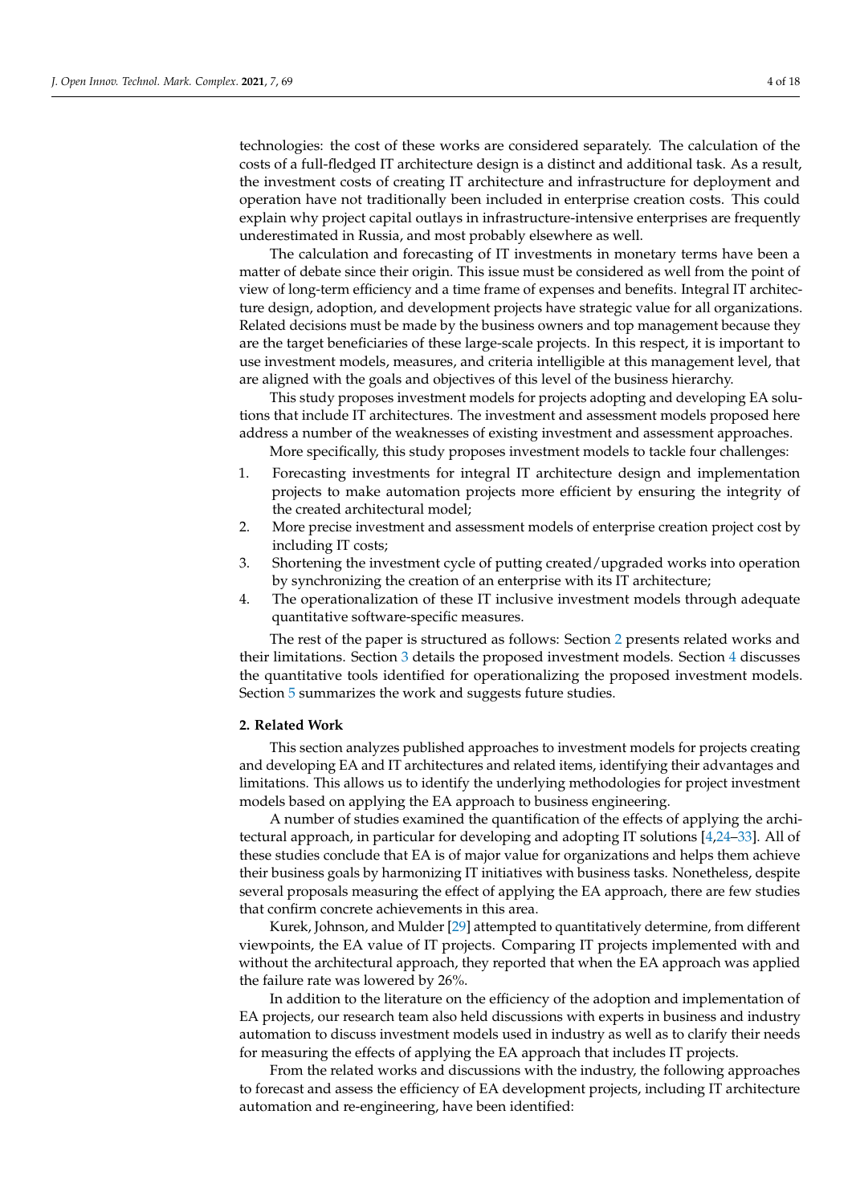technologies: the cost of these works are considered separately. The calculation of the costs of a full-fledged IT architecture design is a distinct and additional task. As a result, the investment costs of creating IT architecture and infrastructure for deployment and operation have not traditionally been included in enterprise creation costs. This could explain why project capital outlays in infrastructure-intensive enterprises are frequently underestimated in Russia, and most probably elsewhere as well.

The calculation and forecasting of IT investments in monetary terms have been a matter of debate since their origin. This issue must be considered as well from the point of view of long-term efficiency and a time frame of expenses and benefits. Integral IT architecture design, adoption, and development projects have strategic value for all organizations. Related decisions must be made by the business owners and top management because they are the target beneficiaries of these large-scale projects. In this respect, it is important to use investment models, measures, and criteria intelligible at this management level, that are aligned with the goals and objectives of this level of the business hierarchy.

This study proposes investment models for projects adopting and developing EA solutions that include IT architectures. The investment and assessment models proposed here address a number of the weaknesses of existing investment and assessment approaches.

More specifically, this study proposes investment models to tackle four challenges:

1. Forecasting investments for integral IT architecture design and implementation projects to make automation projects more efficient by ensuring the integrity of the created architectural model;
2. More precise investment and assessment models of enterprise creation project cost by including IT costs;
3. Shortening the investment cycle of putting created/upgraded works into operation by synchronizing the creation of an enterprise with its IT architecture;
4. The operationalization of these IT inclusive investment models through adequate quantitative software-specific measures.

The rest of the paper is structured as follows: Section 2 presents related works and their limitations. Section 3 details the proposed investment models. Section 4 discusses the quantitative tools identified for operationalizing the proposed investment models. Section 5 summarizes the work and suggests future studies.

## 2. Related Work

This section analyzes published approaches to investment models for projects creating and developing EA and IT architectures and related items, identifying their advantages and limitations. This allows us to identify the underlying methodologies for project investment models based on applying the EA approach to business engineering.

A number of studies examined the quantification of the effects of applying the architectural approach, in particular for developing and adopting IT solutions [4,24–33]. All of these studies conclude that EA is of major value for organizations and helps them achieve their business goals by harmonizing IT initiatives with business tasks. Nonetheless, despite several proposals measuring the effect of applying the EA approach, there are few studies that confirm concrete achievements in this area.

Kurek, Johnson, and Mulder [29] attempted to quantitatively determine, from different viewpoints, the EA value of IT projects. Comparing IT projects implemented with and without the architectural approach, they reported that when the EA approach was applied the failure rate was lowered by 26%.

In addition to the literature on the efficiency of the adoption and implementation of EA projects, our research team also held discussions with experts in business and industry automation to discuss investment models used in industry as well as to clarify their needs for measuring the effects of applying the EA approach that includes IT projects.

From the related works and discussions with the industry, the following approaches to forecast and assess the efficiency of EA development projects, including IT architecture automation and re-engineering, have been identified: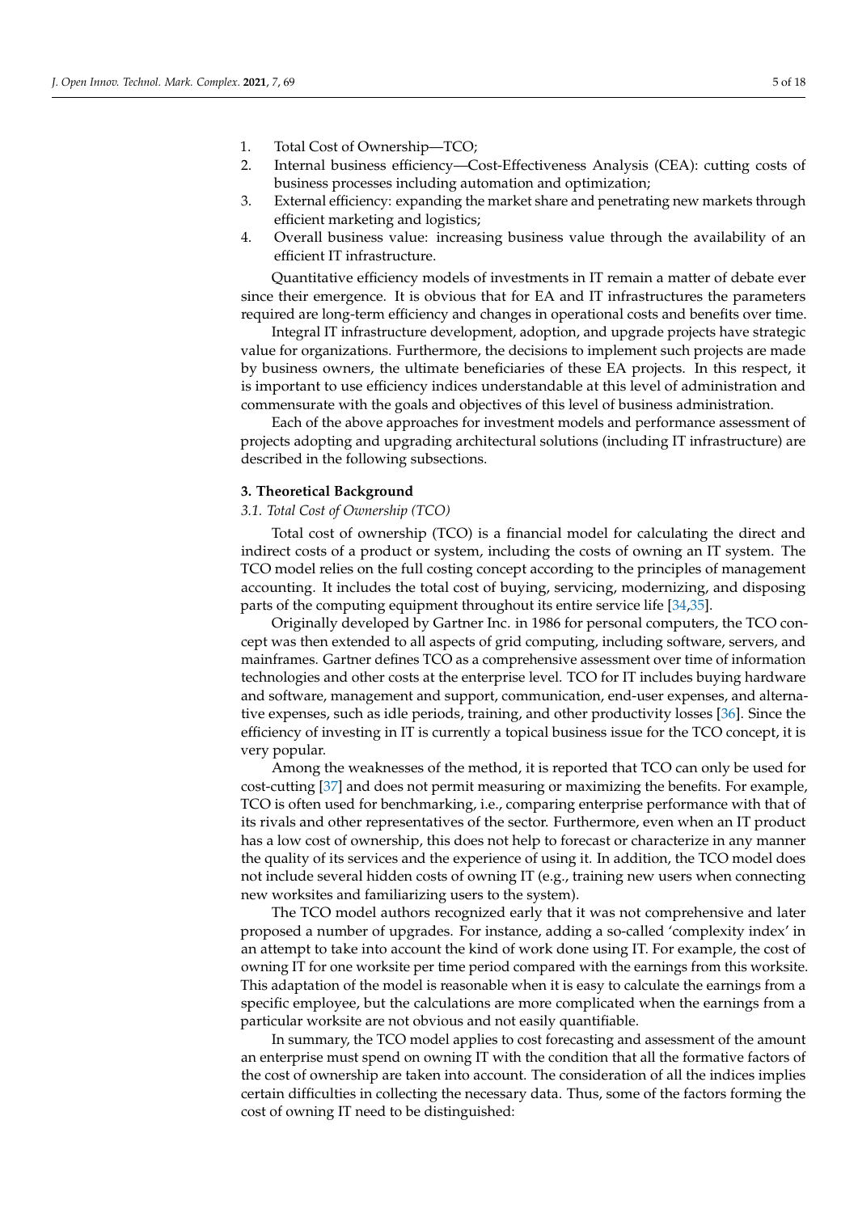1. Total Cost of Ownership—TCO;
2. Internal business efficiency—Cost-Effectiveness Analysis (CEA): cutting costs of business processes including automation and optimization;
3. External efficiency: expanding the market share and penetrating new markets through efficient marketing and logistics;
4. Overall business value: increasing business value through the availability of an efficient IT infrastructure.

Quantitative efficiency models of investments in IT remain a matter of debate ever since their emergence. It is obvious that for EA and IT infrastructures the parameters required are long-term efficiency and changes in operational costs and benefits over time.

Integral IT infrastructure development, adoption, and upgrade projects have strategic value for organizations. Furthermore, the decisions to implement such projects are made by business owners, the ultimate beneficiaries of these EA projects. In this respect, it is important to use efficiency indices understandable at this level of administration and commensurate with the goals and objectives of this level of business administration.

Each of the above approaches for investment models and performance assessment of projects adopting and upgrading architectural solutions (including IT infrastructure) are described in the following subsections.

## 3. Theoretical Background

### *3.1. Total Cost of Ownership (TCO)*

Total cost of ownership (TCO) is a financial model for calculating the direct and indirect costs of a product or system, including the costs of owning an IT system. The TCO model relies on the full costing concept according to the principles of management accounting. It includes the total cost of buying, servicing, modernizing, and disposing parts of the computing equipment throughout its entire service life [34,35].

Originally developed by Gartner Inc. in 1986 for personal computers, the TCO concept was then extended to all aspects of grid computing, including software, servers, and mainframes. Gartner defines TCO as a comprehensive assessment over time of information technologies and other costs at the enterprise level. TCO for IT includes buying hardware and software, management and support, communication, end-user expenses, and alternative expenses, such as idle periods, training, and other productivity losses [36]. Since the efficiency of investing in IT is currently a topical business issue for the TCO concept, it is very popular.

Among the weaknesses of the method, it is reported that TCO can only be used for cost-cutting [37] and does not permit measuring or maximizing the benefits. For example, TCO is often used for benchmarking, i.e., comparing enterprise performance with that of its rivals and other representatives of the sector. Furthermore, even when an IT product has a low cost of ownership, this does not help to forecast or characterize in any manner the quality of its services and the experience of using it. In addition, the TCO model does not include several hidden costs of owning IT (e.g., training new users when connecting new worksites and familiarizing users to the system).

The TCO model authors recognized early that it was not comprehensive and later proposed a number of upgrades. For instance, adding a so-called 'complexity index' in an attempt to take into account the kind of work done using IT. For example, the cost of owning IT for one worksite per time period compared with the earnings from this worksite. This adaptation of the model is reasonable when it is easy to calculate the earnings from a specific employee, but the calculations are more complicated when the earnings from a particular worksite are not obvious and not easily quantifiable.

In summary, the TCO model applies to cost forecasting and assessment of the amount an enterprise must spend on owning IT with the condition that all the formative factors of the cost of ownership are taken into account. The consideration of all the indices implies certain difficulties in collecting the necessary data. Thus, some of the factors forming the cost of owning IT need to be distinguished: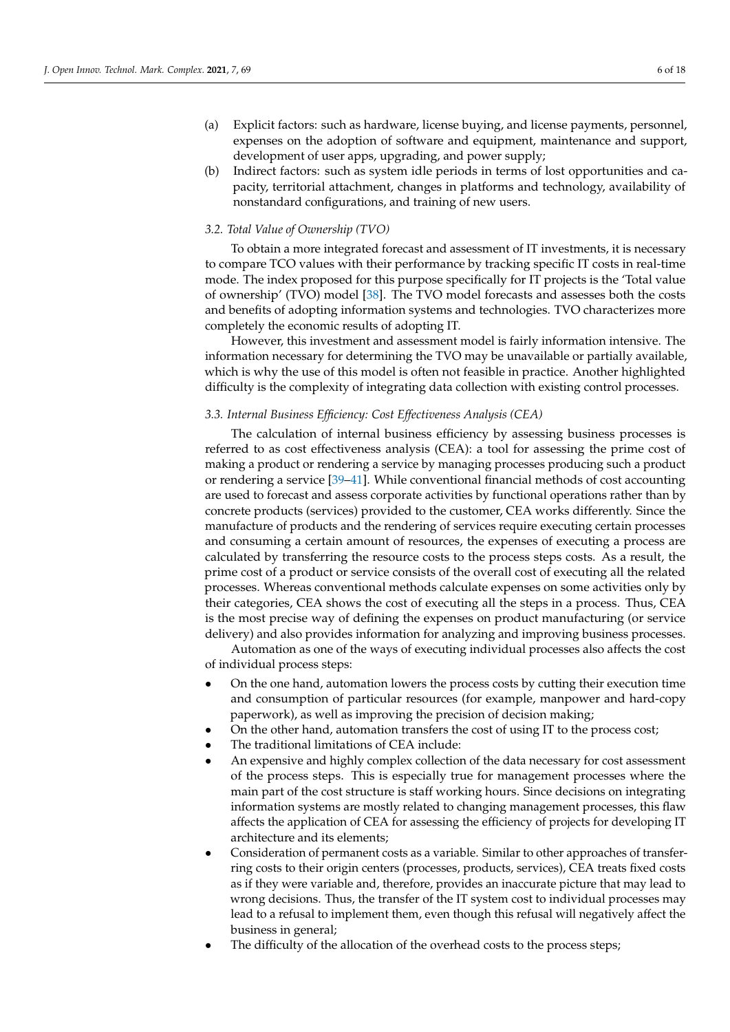(a) Explicit factors: such as hardware, license buying, and license payments, personnel, expenses on the adoption of software and equipment, maintenance and support, development of user apps, upgrading, and power supply;

(b) Indirect factors: such as system idle periods in terms of lost opportunities and capacity, territorial attachment, changes in platforms and technology, availability of nonstandard configurations, and training of new users.

### *3.2. Total Value of Ownership (TVO)*

To obtain a more integrated forecast and assessment of IT investments, it is necessary to compare TCO values with their performance by tracking specific IT costs in real-time mode. The index proposed for this purpose specifically for IT projects is the 'Total value of ownership' (TVO) model [38]. The TVO model forecasts and assesses both the costs and benefits of adopting information systems and technologies. TVO characterizes more completely the economic results of adopting IT.

However, this investment and assessment model is fairly information intensive. The information necessary for determining the TVO may be unavailable or partially available, which is why the use of this model is often not feasible in practice. Another highlighted difficulty is the complexity of integrating data collection with existing control processes.

### *3.3. Internal Business Efficiency: Cost Effectiveness Analysis (CEA)*

The calculation of internal business efficiency by assessing business processes is referred to as cost effectiveness analysis (CEA): a tool for assessing the prime cost of making a product or rendering a service by managing processes producing such a product or rendering a service [39–41]. While conventional financial methods of cost accounting are used to forecast and assess corporate activities by functional operations rather than by concrete products (services) provided to the customer, CEA works differently. Since the manufacture of products and the rendering of services require executing certain processes and consuming a certain amount of resources, the expenses of executing a process are calculated by transferring the resource costs to the process steps costs. As a result, the prime cost of a product or service consists of the overall cost of executing all the related processes. Whereas conventional methods calculate expenses on some activities only by their categories, CEA shows the cost of executing all the steps in a process. Thus, CEA is the most precise way of defining the expenses on product manufacturing (or service delivery) and also provides information for analyzing and improving business processes.

Automation as one of the ways of executing individual processes also affects the cost of individual process steps:

- On the one hand, automation lowers the process costs by cutting their execution time and consumption of particular resources (for example, manpower and hard-copy paperwork), as well as improving the precision of decision making;
- On the other hand, automation transfers the cost of using IT to the process cost;
- The traditional limitations of CEA include:
- An expensive and highly complex collection of the data necessary for cost assessment of the process steps. This is especially true for management processes where the main part of the cost structure is staff working hours. Since decisions on integrating information systems are mostly related to changing management processes, this flaw affects the application of CEA for assessing the efficiency of projects for developing IT architecture and its elements;
- Consideration of permanent costs as a variable. Similar to other approaches of transferring costs to their origin centers (processes, products, services), CEA treats fixed costs as if they were variable and, therefore, provides an inaccurate picture that may lead to wrong decisions. Thus, the transfer of the IT system cost to individual processes may lead to a refusal to implement them, even though this refusal will negatively affect the business in general;
- The difficulty of the allocation of the overhead costs to the process steps;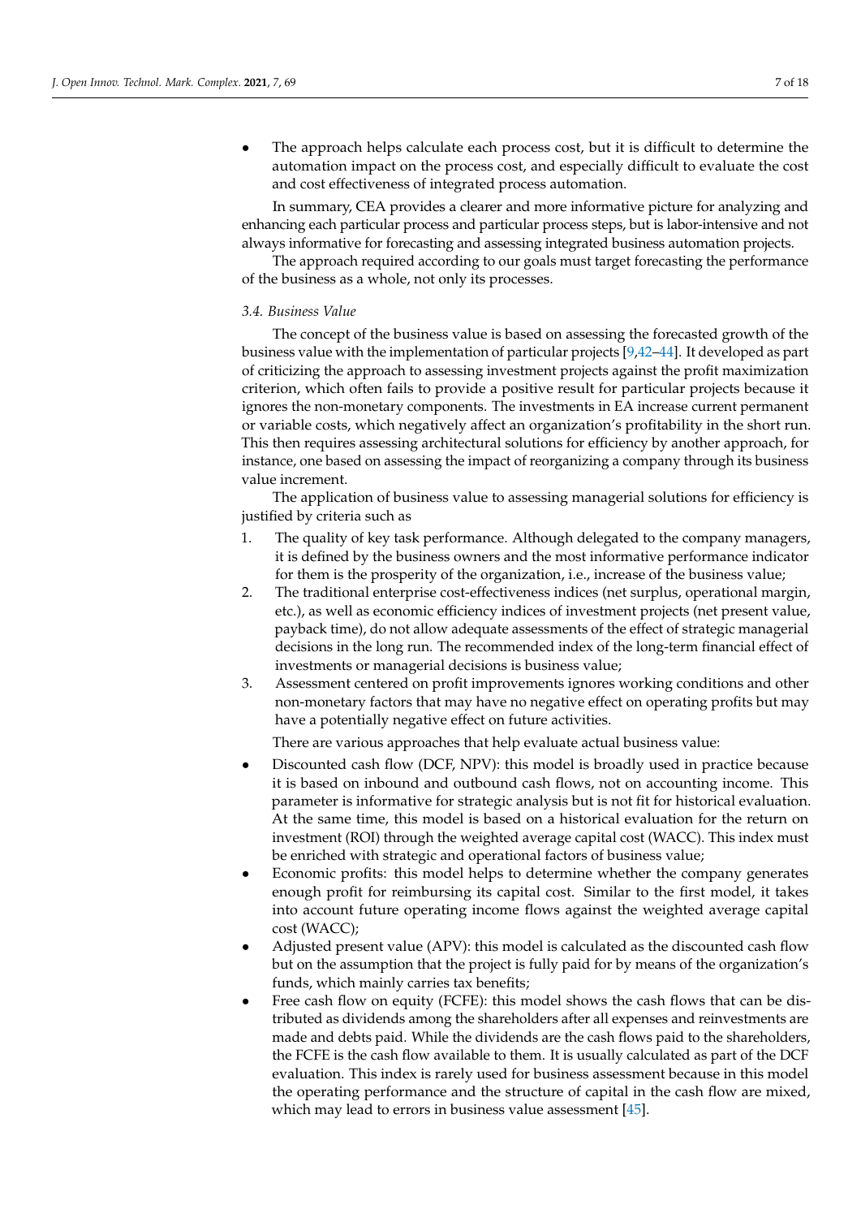- The approach helps calculate each process cost, but it is difficult to determine the automation impact on the process cost, and especially difficult to evaluate the cost and cost effectiveness of integrated process automation.

In summary, CEA provides a clearer and more informative picture for analyzing and enhancing each particular process and particular process steps, but is labor-intensive and not always informative for forecasting and assessing integrated business automation projects.

The approach required according to our goals must target forecasting the performance of the business as a whole, not only its processes.

### 3.4. Business Value

The concept of the business value is based on assessing the forecasted growth of the business value with the implementation of particular projects [9,42–44]. It developed as part of criticizing the approach to assessing investment projects against the profit maximization criterion, which often fails to provide a positive result for particular projects because it ignores the non-monetary components. The investments in EA increase current permanent or variable costs, which negatively affect an organization's profitability in the short run. This then requires assessing architectural solutions for efficiency by another approach, for instance, one based on assessing the impact of reorganizing a company through its business value increment.

The application of business value to assessing managerial solutions for efficiency is justified by criteria such as

1. The quality of key task performance. Although delegated to the company managers, it is defined by the business owners and the most informative performance indicator for them is the prosperity of the organization, i.e., increase of the business value;
2. The traditional enterprise cost-effectiveness indices (net surplus, operational margin, etc.), as well as economic efficiency indices of investment projects (net present value, payback time), do not allow adequate assessments of the effect of strategic managerial decisions in the long run. The recommended index of the long-term financial effect of investments or managerial decisions is business value;
3. Assessment centered on profit improvements ignores working conditions and other non-monetary factors that may have no negative effect on operating profits but may have a potentially negative effect on future activities.

There are various approaches that help evaluate actual business value:

- Discounted cash flow (DCF, NPV): this model is broadly used in practice because it is based on inbound and outbound cash flows, not on accounting income. This parameter is informative for strategic analysis but is not fit for historical evaluation. At the same time, this model is based on a historical evaluation for the return on investment (ROI) through the weighted average capital cost (WACC). This index must be enriched with strategic and operational factors of business value;
- Economic profits: this model helps to determine whether the company generates enough profit for reimbursing its capital cost. Similar to the first model, it takes into account future operating income flows against the weighted average capital cost (WACC);
- Adjusted present value (APV): this model is calculated as the discounted cash flow but on the assumption that the project is fully paid for by means of the organization's funds, which mainly carries tax benefits;
- Free cash flow on equity (FCFE): this model shows the cash flows that can be distributed as dividends among the shareholders after all expenses and reinvestments are made and debts paid. While the dividends are the cash flows paid to the shareholders, the FCFE is the cash flow available to them. It is usually calculated as part of the DCF evaluation. This index is rarely used for business assessment because in this model the operating performance and the structure of capital in the cash flow are mixed, which may lead to errors in business value assessment [45].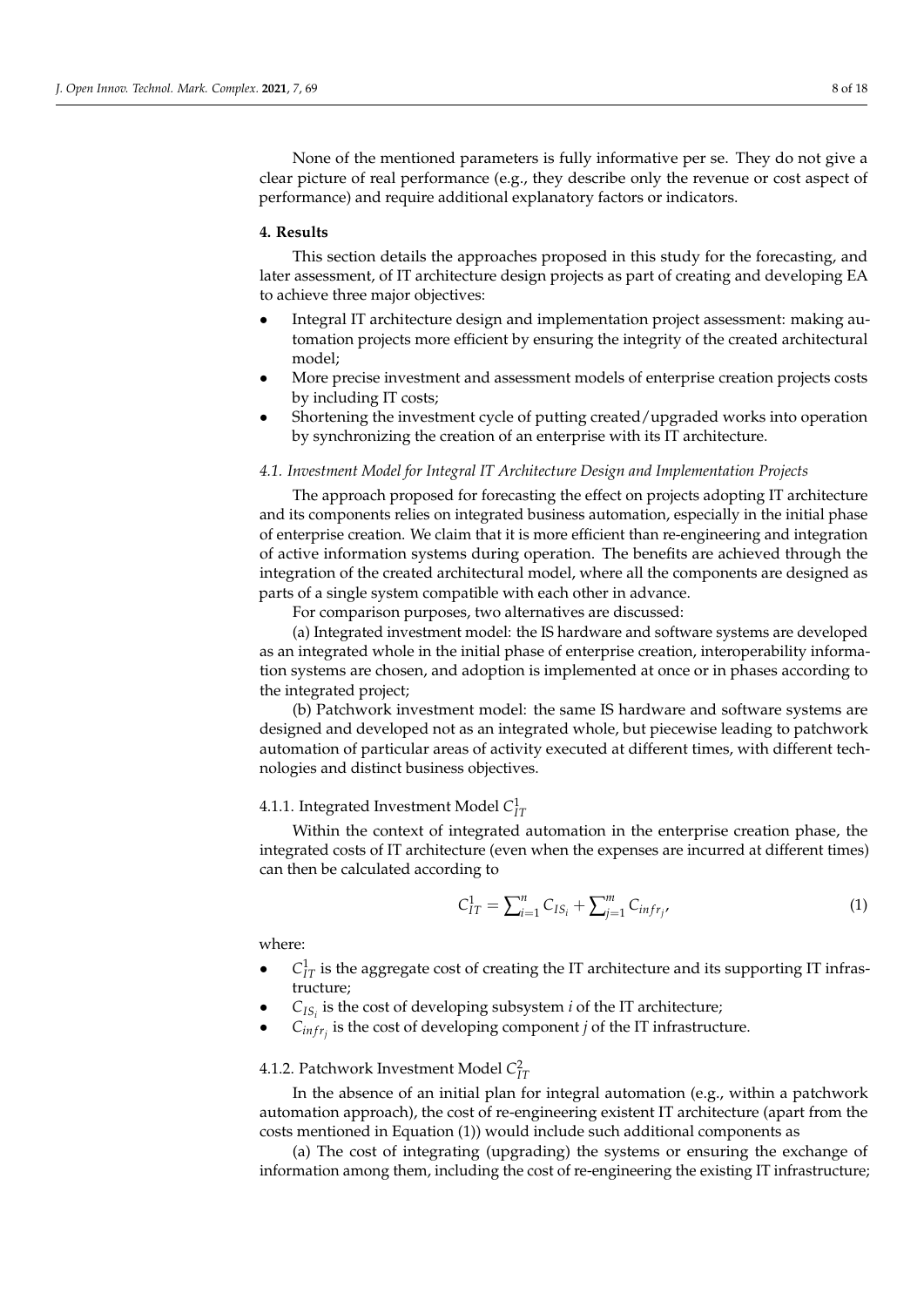None of the mentioned parameters is fully informative per se. They do not give a clear picture of real performance (e.g., they describe only the revenue or cost aspect of performance) and require additional explanatory factors or indicators.

## 4. Results

This section details the approaches proposed in this study for the forecasting, and later assessment, of IT architecture design projects as part of creating and developing EA to achieve three major objectives:

- Integral IT architecture design and implementation project assessment: making automation projects more efficient by ensuring the integrity of the created architectural model;
- More precise investment and assessment models of enterprise creation projects costs by including IT costs;
- Shortening the investment cycle of putting created/upgraded works into operation by synchronizing the creation of an enterprise with its IT architecture.

### *4.1. Investment Model for Integral IT Architecture Design and Implementation Projects*

The approach proposed for forecasting the effect on projects adopting IT architecture and its components relies on integrated business automation, especially in the initial phase of enterprise creation. We claim that it is more efficient than re-engineering and integration of active information systems during operation. The benefits are achieved through the integration of the created architectural model, where all the components are designed as parts of a single system compatible with each other in advance.

For comparison purposes, two alternatives are discussed:

(a) Integrated investment model: the IS hardware and software systems are developed as an integrated whole in the initial phase of enterprise creation, interoperability information systems are chosen, and adoption is implemented at once or in phases according to the integrated project;

(b) Patchwork investment model: the same IS hardware and software systems are designed and developed not as an integrated whole, but piecewise leading to patchwork automation of particular areas of activity executed at different times, with different technologies and distinct business objectives.

#### 4.1.1. Integrated Investment Model $C_{IT}^{1}$

Within the context of integrated automation in the enterprise creation phase, the integrated costs of IT architecture (even when the expenses are incurred at different times) can then be calculated according to

$$C_{IT}^{1} = \sum_{i=1}^{n} C_{IS_i} + \sum_{j=1}^{m} C_{infr_j}, \tag{1}$$

where:

- $C_{IT}^{1}$ is the aggregate cost of creating the IT architecture and its supporting IT infrastructure;
- $C_{IS_i}$ is the cost of developing subsystem $i$ of the IT architecture;
- $C_{infr_j}$ is the cost of developing component $j$ of the IT infrastructure.

#### 4.1.2. Patchwork Investment Model $C_{IT}^{2}$

In the absence of an initial plan for integral automation (e.g., within a patchwork automation approach), the cost of re-engineering existent IT architecture (apart from the costs mentioned in Equation (1)) would include such additional components as

(a) The cost of integrating (upgrading) the systems or ensuring the exchange of information among them, including the cost of re-engineering the existing IT infrastructure;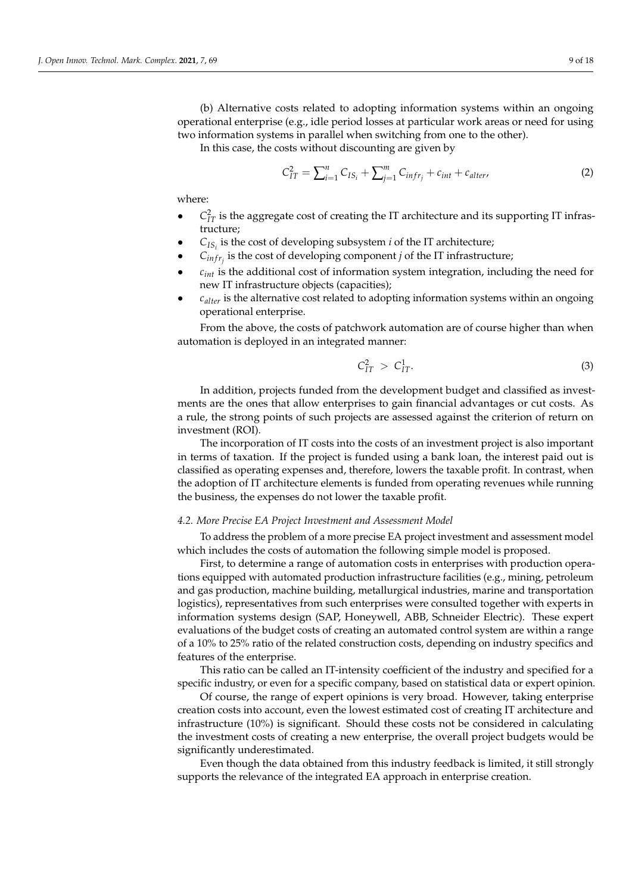(b) Alternative costs related to adopting information systems within an ongoing operational enterprise (e.g., idle period losses at particular work areas or need for using two information systems in parallel when switching from one to the other).

In this case, the costs without discounting are given by

$$C_{IT}^{2} = \sum_{i=1}^{n} C_{IS_i} + \sum_{j=1}^{m} C_{infr_j} + c_{int} + c_{alter}, \tag{2}$$

where:

- $C_{IT}^{2}$ is the aggregate cost of creating the IT architecture and its supporting IT infrastructure;
- $C_{IS_i}$ is the cost of developing subsystem $i$ of the IT architecture;
- $C_{infr_j}$ is the cost of developing component $j$ of the IT infrastructure;
- $c_{int}$ is the additional cost of information system integration, including the need for new IT infrastructure objects (capacities);
- $c_{alter}$ is the alternative cost related to adopting information systems within an ongoing operational enterprise.

From the above, the costs of patchwork automation are of course higher than when automation is deployed in an integrated manner:

$$C_{IT}^{2} > C_{IT}^{1}. \tag{3}$$

In addition, projects funded from the development budget and classified as investments are the ones that allow enterprises to gain financial advantages or cut costs. As a rule, the strong points of such projects are assessed against the criterion of return on investment (ROI).

The incorporation of IT costs into the costs of an investment project is also important in terms of taxation. If the project is funded using a bank loan, the interest paid out is classified as operating expenses and, therefore, lowers the taxable profit. In contrast, when the adoption of IT architecture elements is funded from operating revenues while running the business, the expenses do not lower the taxable profit.

### *4.2. More Precise EA Project Investment and Assessment Model*

To address the problem of a more precise EA project investment and assessment model which includes the costs of automation the following simple model is proposed.

First, to determine a range of automation costs in enterprises with production operations equipped with automated production infrastructure facilities (e.g., mining, petroleum and gas production, machine building, metallurgical industries, marine and transportation logistics), representatives from such enterprises were consulted together with experts in information systems design (SAP, Honeywell, ABB, Schneider Electric). These expert evaluations of the budget costs of creating an automated control system are within a range of a 10% to 25% ratio of the related construction costs, depending on industry specifics and features of the enterprise.

This ratio can be called an IT-intensity coefficient of the industry and specified for a specific industry, or even for a specific company, based on statistical data or expert opinion.

Of course, the range of expert opinions is very broad. However, taking enterprise creation costs into account, even the lowest estimated cost of creating IT architecture and infrastructure (10%) is significant. Should these costs not be considered in calculating the investment costs of creating a new enterprise, the overall project budgets would be significantly underestimated.

Even though the data obtained from this industry feedback is limited, it still strongly supports the relevance of the integrated EA approach in enterprise creation.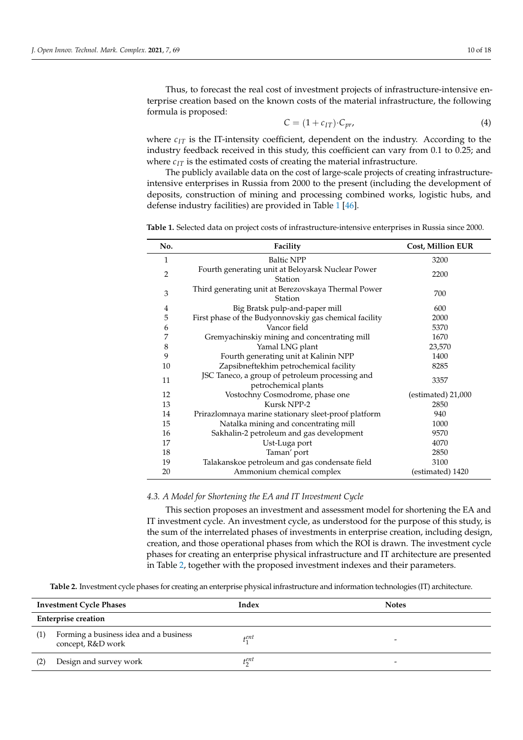Thus, to forecast the real cost of investment projects of infrastructure-intensive enterprise creation based on the known costs of the material infrastructure, the following formula is proposed:

$$C = (1 + c_{IT}) \cdot C_{pr}, \tag{4}$$

where $c_{IT}$ is the IT-intensity coefficient, dependent on the industry. According to the industry feedback received in this study, this coefficient can vary from 0.1 to 0.25; and where $c_{IT}$ is the estimated costs of creating the material infrastructure.

The publicly available data on the cost of large-scale projects of creating infrastructure-intensive enterprises in Russia from 2000 to the present (including the development of deposits, construction of mining and processing combined works, logistic hubs, and defense industry facilities) are provided in Table 1 [46].

**Table 1.** Selected data on project costs of infrastructure-intensive enterprises in Russia since 2000.

| No. | Facility | Cost, Million EUR |
|---|---|---|
| 1 | Baltic NPP | 3200 |
| 2 | Fourth generating unit at Beloyarsk Nuclear Power Station | 2200 |
| 3 | Third generating unit at Berezovskaya Thermal Power Station | 700 |
| 4 | Big Bratsk pulp-and-paper mill | 600 |
| 5 | First phase of the Budyonnovskiy gas chemical facility | 2000 |
| 6 | Vancor field | 5370 |
| 7 | Gremyachinskiy mining and concentrating mill | 1670 |
| 8 | Yamal LNG plant | 23,570 |
| 9 | Fourth generating unit at Kalinin NPP | 1400 |
| 10 | Zapsibneftekhim petrochemical facility | 8285 |
| 11 | JSC Taneco, a group of petroleum processing and petrochemical plants | 3357 |
| 12 | Vostochny Cosmodrome, phase one | (estimated) 21,000 |
| 13 | Kursk NPP-2 | 2850 |
| 14 | Prirazlomnaya marine stationary sleet-proof platform | 940 |
| 15 | Natalka mining and concentrating mill | 1000 |
| 16 | Sakhalin-2 petroleum and gas development | 9570 |
| 17 | Ust-Luga port | 4070 |
| 18 | Taman' port | 2850 |
| 19 | Talakanskoe petroleum and gas condensate field | 3100 |
| 20 | Ammonium chemical complex | (estimated) 1420 |

### 4.3. A Model for Shortening the EA and IT Investment Cycle

This section proposes an investment and assessment model for shortening the EA and IT investment cycle. An investment cycle, as understood for the purpose of this study, is the sum of the interrelated phases of investments in enterprise creation, including design, creation, and those operational phases from which the ROI is drawn. The investment cycle phases for creating an enterprise physical infrastructure and IT architecture are presented in Table 2, together with the proposed investment indexes and their parameters.

**Table 2.** Investment cycle phases for creating an enterprise physical infrastructure and information technologies (IT) architecture.

| Investment Cycle Phases | | Index | Notes |
|---|---|---|---|
| **Enterprise creation** | | | |
| (1) | Forming a business idea and a business concept, R&D work | $t_1^{ent}$ | - |
| (2) | Design and survey work | $t_2^{ent}$ | - |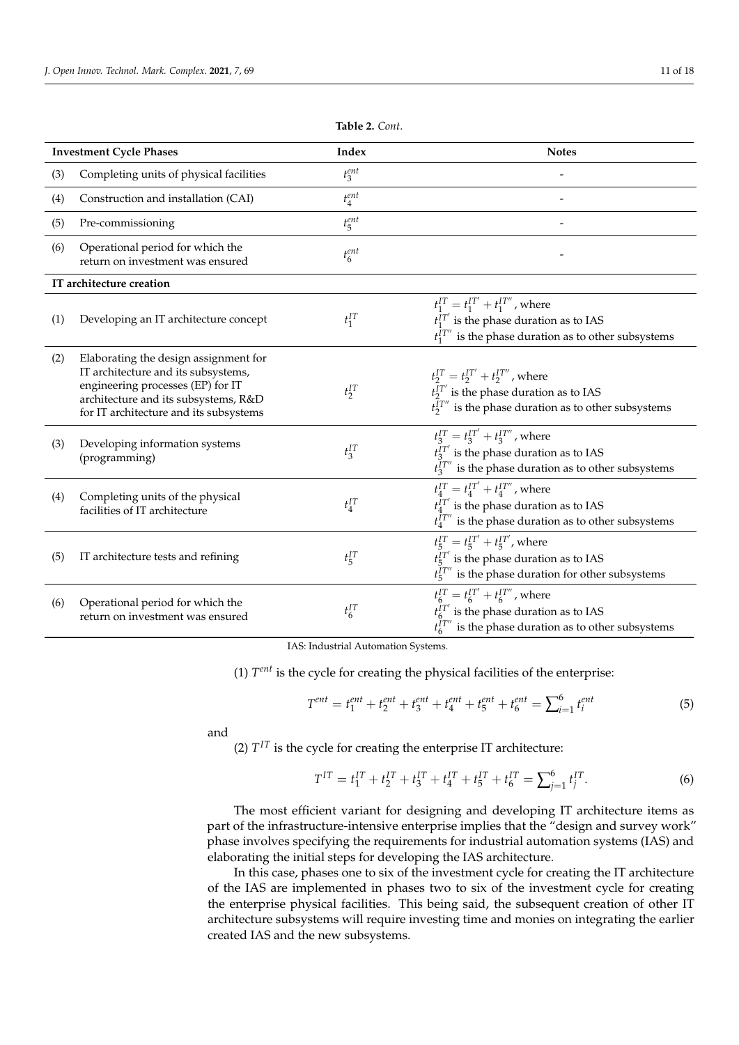**Table 2.** *Cont.*

| Investment Cycle Phases | | Index | Notes |
|---|---|---|---|
| (3) | Completing units of physical facilities | $t_3^{ent}$ | - |
| (4) | Construction and installation (CAI) | $t_4^{ent}$ | - |
| (5) | Pre-commissioning | $t_5^{ent}$ | - |
| (6) | Operational period for which the return on investment was ensured | $t_6^{ent}$ | - |
| **IT architecture creation** | | | |
| (1) | Developing an IT architecture concept | $t_1^{IT}$ | $t_1^{IT} = t_1^{IT'} + t_1^{IT''}$, where $t_1^{IT'}$ is the phase duration as to IAS $t_1^{IT''}$ is the phase duration as to other subsystems |
| (2) | Elaborating the design assignment for IT architecture and its subsystems, engineering processes (EP) for IT architecture and its subsystems, R&D for IT architecture and its subsystems | $t_2^{IT}$ | $t_2^{IT} = t_2^{IT'} + t_2^{IT''}$, where $t_2^{IT'}$ is the phase duration as to IAS $t_2^{IT''}$ is the phase duration as to other subsystems |
| (3) | Developing information systems (programming) | $t_3^{IT}$ | $t_3^{IT} = t_3^{IT'} + t_3^{IT''}$, where $t_3^{IT'}$ is the phase duration as to IAS $t_3^{IT''}$ is the phase duration as to other subsystems |
| (4) | Completing units of the physical facilities of IT architecture | $t_4^{IT}$ | $t_4^{IT} = t_4^{IT'} + t_4^{IT''}$, where $t_4^{IT'}$ is the phase duration as to IAS $t_4^{IT''}$ is the phase duration as to other subsystems |
| (5) | IT architecture tests and refining | $t_5^{IT}$ | $t_5^{IT} = t_5^{IT'} + t_5^{IT'}$, where $t_5^{IT'}$ is the phase duration as to IAS $t_5^{IT''}$ is the phase duration for other subsystems |
| (6) | Operational period for which the return on investment was ensured | $t_6^{IT}$ | $t_6^{IT} = t_6^{IT'} + t_6^{IT''}$, where $t_6^{IT'}$ is the phase duration as to IAS $t_6^{IT''}$ is the phase duration as to other subsystems |

IAS: Industrial Automation Systems.

(1) $T^{ent}$ is the cycle for creating the physical facilities of the enterprise:

$$T^{ent} = t_1^{ent} + t_2^{ent} + t_3^{ent} + t_4^{ent} + t_5^{ent} + t_6^{ent} = \sum\nolimits_{i=1}^{6} t_i^{ent} \tag{5}$$

and

(2) $T^{IT}$ is the cycle for creating the enterprise IT architecture:

$$T^{IT} = t_1^{IT} + t_2^{IT} + t_3^{IT} + t_4^{IT} + t_5^{IT} + t_6^{IT} = \sum\nolimits_{j=1}^{6} t_j^{IT}. \tag{6}$$

The most efficient variant for designing and developing IT architecture items as part of the infrastructure-intensive enterprise implies that the "design and survey work" phase involves specifying the requirements for industrial automation systems (IAS) and elaborating the initial steps for developing the IAS architecture.

In this case, phases one to six of the investment cycle for creating the IT architecture of the IAS are implemented in phases two to six of the investment cycle for creating the enterprise physical facilities. This being said, the subsequent creation of other IT architecture subsystems will require investing time and monies on integrating the earlier created IAS and the new subsystems.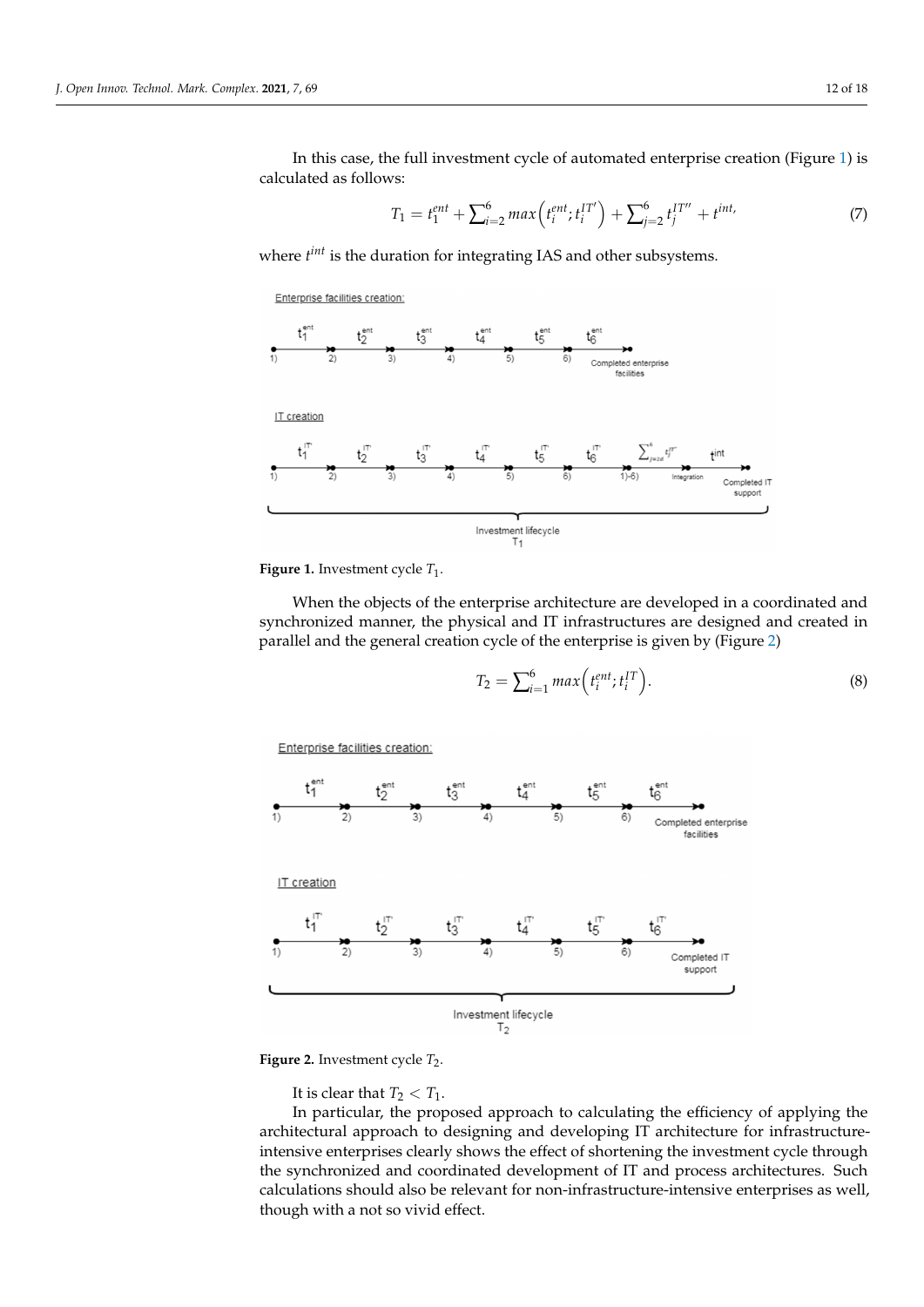In this case, the full investment cycle of automated enterprise creation (Figure 1) is calculated as follows:

$$T_1 = t_1^{ent} + \sum_{i=2}^{6} max\left(t_i^{ent}; t_i^{IT'}\right) + \sum_{j=2}^{6} t_j^{IT''} + t^{int}, \quad (7)$$

where $t^{int}$ is the duration for integrating IAS and other subsystems.

Figure 1. Investment cycle $T_1$.

When the objects of the enterprise architecture are developed in a coordinated and synchronized manner, the physical and IT infrastructures are designed and created in parallel and the general creation cycle of the enterprise is given by (Figure 2)

$$T_2 = \sum_{i=1}^{6} max\left(t_i^{ent}; t_i^{IT}\right). \quad (8)$$

Figure 2. Investment cycle $T_2$.

It is clear that $T_2 < T_1$.

In particular, the proposed approach to calculating the efficiency of applying the architectural approach to designing and developing IT architecture for infrastructure-intensive enterprises clearly shows the effect of shortening the investment cycle through the synchronized and coordinated development of IT and process architectures. Such calculations should also be relevant for non-infrastructure-intensive enterprises as well, though with a not so vivid effect.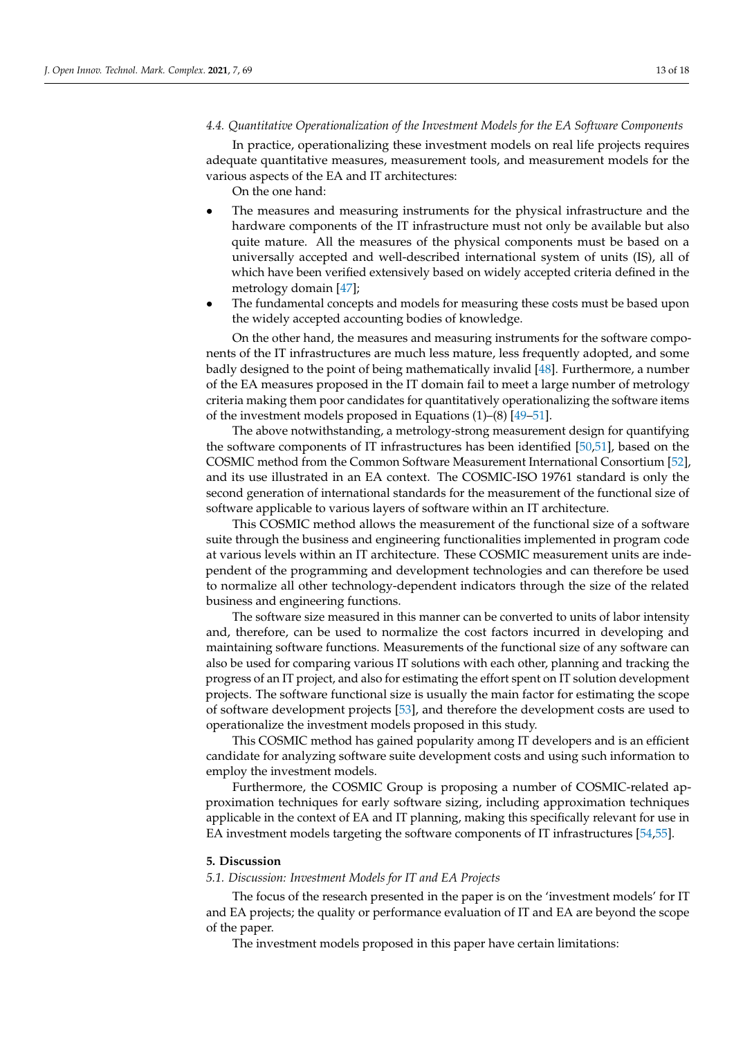### 4.4. Quantitative Operationalization of the Investment Models for the EA Software Components

In practice, operationalizing these investment models on real life projects requires adequate quantitative measures, measurement tools, and measurement models for the various aspects of the EA and IT architectures:

On the one hand:

- The measures and measuring instruments for the physical infrastructure and the hardware components of the IT infrastructure must not only be available but also quite mature. All the measures of the physical components must be based on a universally accepted and well-described international system of units (IS), all of which have been verified extensively based on widely accepted criteria defined in the metrology domain [47];
- The fundamental concepts and models for measuring these costs must be based upon the widely accepted accounting bodies of knowledge.

On the other hand, the measures and measuring instruments for the software components of the IT infrastructures are much less mature, less frequently adopted, and some badly designed to the point of being mathematically invalid [48]. Furthermore, a number of the EA measures proposed in the IT domain fail to meet a large number of metrology criteria making them poor candidates for quantitatively operationalizing the software items of the investment models proposed in Equations (1)–(8) [49–51].

The above notwithstanding, a metrology-strong measurement design for quantifying the software components of IT infrastructures has been identified [50,51], based on the COSMIC method from the Common Software Measurement International Consortium [52], and its use illustrated in an EA context. The COSMIC-ISO 19761 standard is only the second generation of international standards for the measurement of the functional size of software applicable to various layers of software within an IT architecture.

This COSMIC method allows the measurement of the functional size of a software suite through the business and engineering functionalities implemented in program code at various levels within an IT architecture. These COSMIC measurement units are independent of the programming and development technologies and can therefore be used to normalize all other technology-dependent indicators through the size of the related business and engineering functions.

The software size measured in this manner can be converted to units of labor intensity and, therefore, can be used to normalize the cost factors incurred in developing and maintaining software functions. Measurements of the functional size of any software can also be used for comparing various IT solutions with each other, planning and tracking the progress of an IT project, and also for estimating the effort spent on IT solution development projects. The software functional size is usually the main factor for estimating the scope of software development projects [53], and therefore the development costs are used to operationalize the investment models proposed in this study.

This COSMIC method has gained popularity among IT developers and is an efficient candidate for analyzing software suite development costs and using such information to employ the investment models.

Furthermore, the COSMIC Group is proposing a number of COSMIC-related approximation techniques for early software sizing, including approximation techniques applicable in the context of EA and IT planning, making this specifically relevant for use in EA investment models targeting the software components of IT infrastructures [54,55].

## 5. Discussion

### 5.1. Discussion: Investment Models for IT and EA Projects

The focus of the research presented in the paper is on the 'investment models' for IT and EA projects; the quality or performance evaluation of IT and EA are beyond the scope of the paper.

The investment models proposed in this paper have certain limitations: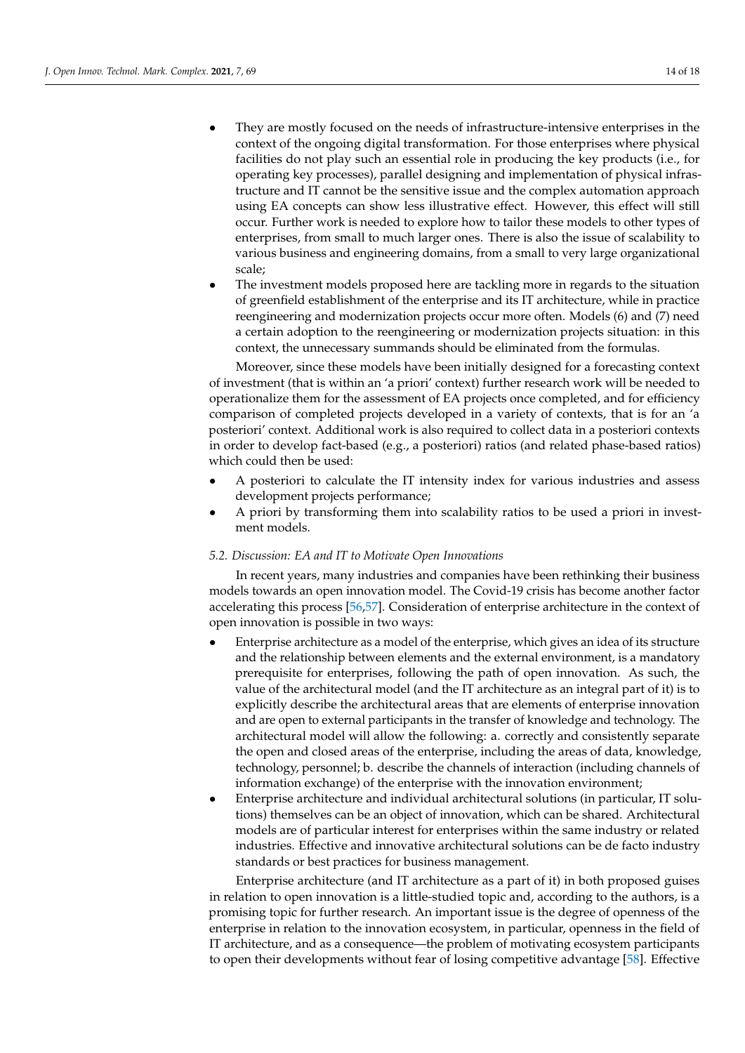- They are mostly focused on the needs of infrastructure-intensive enterprises in the context of the ongoing digital transformation. For those enterprises where physical facilities do not play such an essential role in producing the key products (i.e., for operating key processes), parallel designing and implementation of physical infrastructure and IT cannot be the sensitive issue and the complex automation approach using EA concepts can show less illustrative effect. However, this effect will still occur. Further work is needed to explore how to tailor these models to other types of enterprises, from small to much larger ones. There is also the issue of scalability to various business and engineering domains, from a small to very large organizational scale;
- The investment models proposed here are tackling more in regards to the situation of greenfield establishment of the enterprise and its IT architecture, while in practice reengineering and modernization projects occur more often. Models (6) and (7) need a certain adoption to the reengineering or modernization projects situation: in this context, the unnecessary summands should be eliminated from the formulas.

Moreover, since these models have been initially designed for a forecasting context of investment (that is within an 'a priori' context) further research work will be needed to operationalize them for the assessment of EA projects once completed, and for efficiency comparison of completed projects developed in a variety of contexts, that is for an 'a posteriori' context. Additional work is also required to collect data in a posteriori contexts in order to develop fact-based (e.g., a posteriori) ratios (and related phase-based ratios) which could then be used:

- A posteriori to calculate the IT intensity index for various industries and assess development projects performance;
- A priori by transforming them into scalability ratios to be used a priori in investment models.

### *5.2. Discussion: EA and IT to Motivate Open Innovations*

In recent years, many industries and companies have been rethinking their business models towards an open innovation model. The Covid-19 crisis has become another factor accelerating this process [56,57]. Consideration of enterprise architecture in the context of open innovation is possible in two ways:

- Enterprise architecture as a model of the enterprise, which gives an idea of its structure and the relationship between elements and the external environment, is a mandatory prerequisite for enterprises, following the path of open innovation. As such, the value of the architectural model (and the IT architecture as an integral part of it) is to explicitly describe the architectural areas that are elements of enterprise innovation and are open to external participants in the transfer of knowledge and technology. The architectural model will allow the following: a. correctly and consistently separate the open and closed areas of the enterprise, including the areas of data, knowledge, technology, personnel; b. describe the channels of interaction (including channels of information exchange) of the enterprise with the innovation environment;
- Enterprise architecture and individual architectural solutions (in particular, IT solutions) themselves can be an object of innovation, which can be shared. Architectural models are of particular interest for enterprises within the same industry or related industries. Effective and innovative architectural solutions can be de facto industry standards or best practices for business management.

Enterprise architecture (and IT architecture as a part of it) in both proposed guises in relation to open innovation is a little-studied topic and, according to the authors, is a promising topic for further research. An important issue is the degree of openness of the enterprise in relation to the innovation ecosystem, in particular, openness in the field of IT architecture, and as a consequence—the problem of motivating ecosystem participants to open their developments without fear of losing competitive advantage [58]. Effective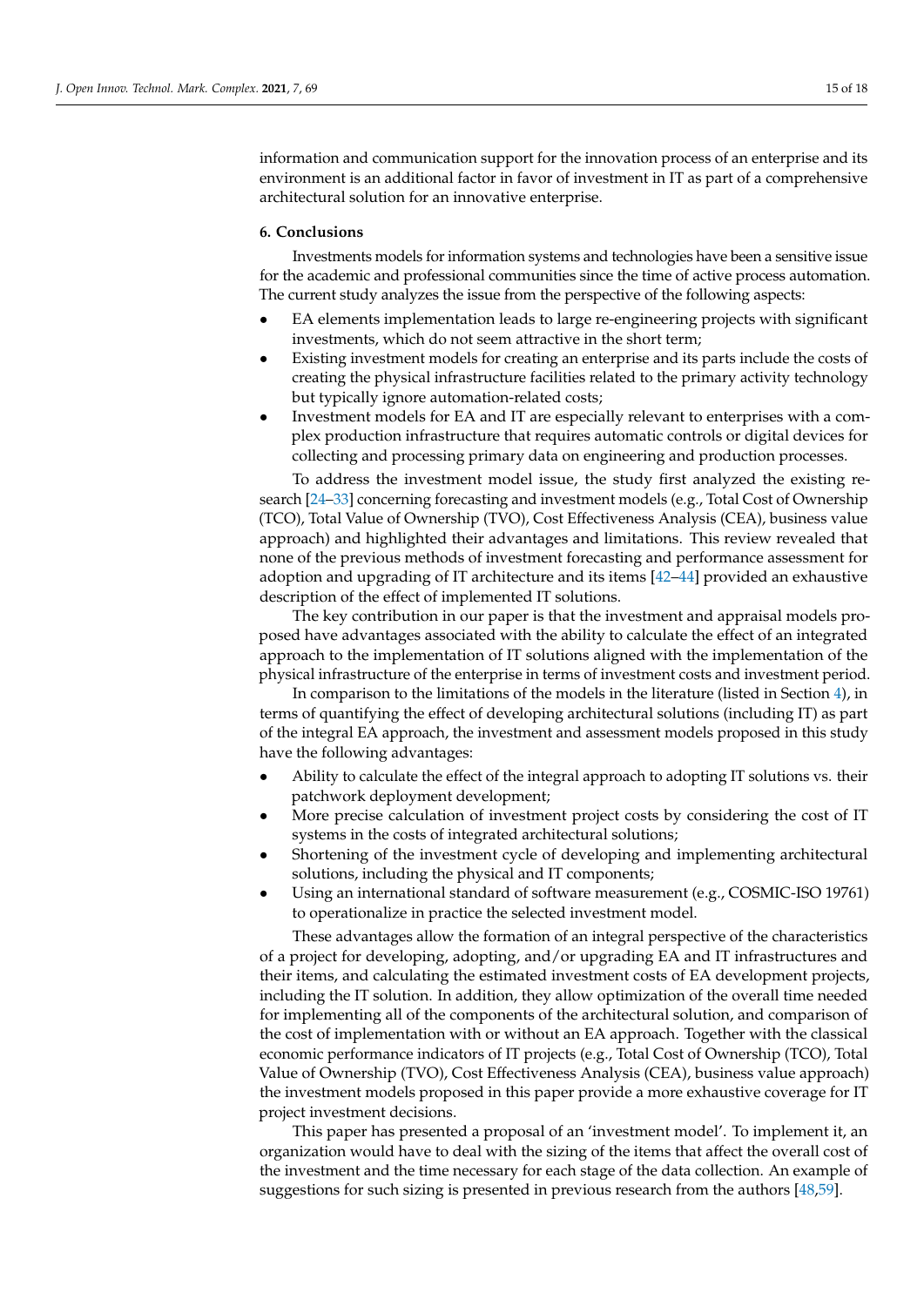information and communication support for the innovation process of an enterprise and its environment is an additional factor in favor of investment in IT as part of a comprehensive architectural solution for an innovative enterprise.

## 6. Conclusions

Investments models for information systems and technologies have been a sensitive issue for the academic and professional communities since the time of active process automation. The current study analyzes the issue from the perspective of the following aspects:

- EA elements implementation leads to large re-engineering projects with significant investments, which do not seem attractive in the short term;
- Existing investment models for creating an enterprise and its parts include the costs of creating the physical infrastructure facilities related to the primary activity technology but typically ignore automation-related costs;
- Investment models for EA and IT are especially relevant to enterprises with a complex production infrastructure that requires automatic controls or digital devices for collecting and processing primary data on engineering and production processes.

To address the investment model issue, the study first analyzed the existing research [24–33] concerning forecasting and investment models (e.g., Total Cost of Ownership (TCO), Total Value of Ownership (TVO), Cost Effectiveness Analysis (CEA), business value approach) and highlighted their advantages and limitations. This review revealed that none of the previous methods of investment forecasting and performance assessment for adoption and upgrading of IT architecture and its items [42–44] provided an exhaustive description of the effect of implemented IT solutions.

The key contribution in our paper is that the investment and appraisal models proposed have advantages associated with the ability to calculate the effect of an integrated approach to the implementation of IT solutions aligned with the implementation of the physical infrastructure of the enterprise in terms of investment costs and investment period.

In comparison to the limitations of the models in the literature (listed in Section 4), in terms of quantifying the effect of developing architectural solutions (including IT) as part of the integral EA approach, the investment and assessment models proposed in this study have the following advantages:

- Ability to calculate the effect of the integral approach to adopting IT solutions vs. their patchwork deployment development;
- More precise calculation of investment project costs by considering the cost of IT systems in the costs of integrated architectural solutions;
- Shortening of the investment cycle of developing and implementing architectural solutions, including the physical and IT components;
- Using an international standard of software measurement (e.g., COSMIC-ISO 19761) to operationalize in practice the selected investment model.

These advantages allow the formation of an integral perspective of the characteristics of a project for developing, adopting, and/or upgrading EA and IT infrastructures and their items, and calculating the estimated investment costs of EA development projects, including the IT solution. In addition, they allow optimization of the overall time needed for implementing all of the components of the architectural solution, and comparison of the cost of implementation with or without an EA approach. Together with the classical economic performance indicators of IT projects (e.g., Total Cost of Ownership (TCO), Total Value of Ownership (TVO), Cost Effectiveness Analysis (CEA), business value approach) the investment models proposed in this paper provide a more exhaustive coverage for IT project investment decisions.

This paper has presented a proposal of an 'investment model'. To implement it, an organization would have to deal with the sizing of the items that affect the overall cost of the investment and the time necessary for each stage of the data collection. An example of suggestions for such sizing is presented in previous research from the authors [48,59].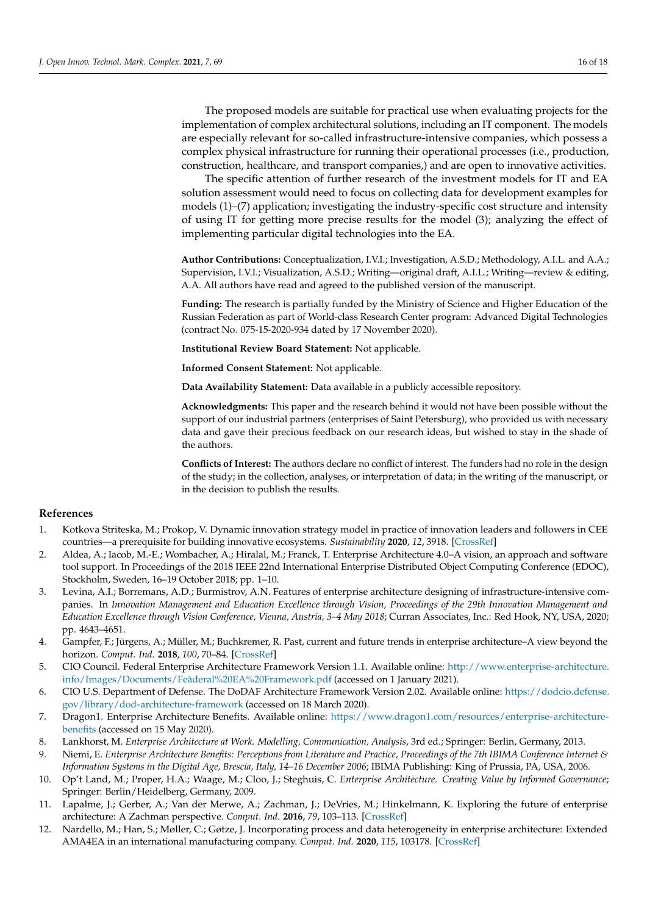The proposed models are suitable for practical use when evaluating projects for the implementation of complex architectural solutions, including an IT component. The models are especially relevant for so-called infrastructure-intensive companies, which possess a complex physical infrastructure for running their operational processes (i.e., production, construction, healthcare, and transport companies,) and are open to innovative activities.

The specific attention of further research of the investment models for IT and EA solution assessment would need to focus on collecting data for development examples for models (1)–(7) application; investigating the industry-specific cost structure and intensity of using IT for getting more precise results for the model (3); analyzing the effect of implementing particular digital technologies into the EA.

**Author Contributions:** Conceptualization, I.V.I.; Investigation, A.S.D.; Methodology, A.I.L. and A.A.; Supervision, I.V.I.; Visualization, A.S.D.; Writing—original draft, A.I.L.; Writing—review & editing, A.A. All authors have read and agreed to the published version of the manuscript.

**Funding:** The research is partially funded by the Ministry of Science and Higher Education of the Russian Federation as part of World-class Research Center program: Advanced Digital Technologies (contract No. 075-15-2020-934 dated by 17 November 2020).

**Institutional Review Board Statement:** Not applicable.

**Informed Consent Statement:** Not applicable.

**Data Availability Statement:** Data available in a publicly accessible repository.

**Acknowledgments:** This paper and the research behind it would not have been possible without the support of our industrial partners (enterprises of Saint Petersburg), who provided us with necessary data and gave their precious feedback on our research ideas, but wished to stay in the shade of the authors.

**Conflicts of Interest:** The authors declare no conflict of interest. The funders had no role in the design of the study; in the collection, analyses, or interpretation of data; in the writing of the manuscript, or in the decision to publish the results.

## References

1. Kotkova Striteska, M.; Prokop, V. Dynamic innovation strategy model in practice of innovation leaders and followers in CEE countries—a prerequisite for building innovative ecosystems. *Sustainability* **2020**, *12*, 3918. [CrossRef]
2. Aldea, A.; Iacob, M.-E.; Wombacher, A.; Hiralal, M.; Franck, T. Enterprise Architecture 4.0–A vision, an approach and software tool support. In Proceedings of the 2018 IEEE 22nd International Enterprise Distributed Object Computing Conference (EDOC), Stockholm, Sweden, 16–19 October 2018; pp. 1–10.
3. Levina, A.I.; Borremans, A.D.; Burmistrov, A.N. Features of enterprise architecture designing of infrastructure-intensive companies. In *Innovation Management and Education Excellence through Vision, Proceedings of the 29th Innovation Management and Education Excellence through Vision Conference, Vienna, Austria, 3–4 May 2018*; Curran Associates, Inc.: Red Hook, NY, USA, 2020; pp. 4643–4651.
4. Gampfer, F.; Jürgens, A.; Müller, M.; Buchkremer, R. Past, current and future trends in enterprise architecture–A view beyond the horizon. *Comput. Ind.* **2018**, *100*, 70–84. [CrossRef]
5. CIO Council. Federal Enterprise Architecture Framework Version 1.1. Available online: http://www.enterprise-architecture.info/Images/Documents/Feàderal%20EA%20Framework.pdf (accessed on 1 January 2021).
6. CIO U.S. Department of Defense. The DoDAF Architecture Framework Version 2.02. Available online: https://dodcio.defense.gov/library/dod-architecture-framework (accessed on 18 March 2020).
7. Dragon1. Enterprise Architecture Benefits. Available online: https://www.dragon1.com/resources/enterprise-architecture-benefits (accessed on 15 May 2020).
8. Lankhorst, M. *Enterprise Architecture at Work. Modelling, Communication, Analysis*, 3rd ed.; Springer: Berlin, Germany, 2013.
9. Niemi, E. *Enterprise Architecture Benefits: Perceptions from Literature and Practice, Proceedings of the 7th IBIMA Conference Internet & Information Systems in the Digital Age, Brescia, Italy, 14–16 December 2006*; IBIMA Publishing: King of Prussia, PA, USA, 2006.
10. Op't Land, M.; Proper, H.A.; Waage, M.; Cloo, J.; Steghuis, C. *Enterprise Architecture. Creating Value by Informed Governance*; Springer: Berlin/Heidelberg, Germany, 2009.
11. Lapalme, J.; Gerber, A.; Van der Merwe, A.; Zachman, J.; DeVries, M.; Hinkelmann, K. Exploring the future of enterprise architecture: A Zachman perspective. *Comput. Ind.* **2016**, *79*, 103–113. [CrossRef]
12. Nardello, M.; Han, S.; Møller, C.; Gøtze, J. Incorporating process and data heterogeneity in enterprise architecture: Extended AMA4EA in an international manufacturing company. *Comput. Ind.* **2020**, *115*, 103178. [CrossRef]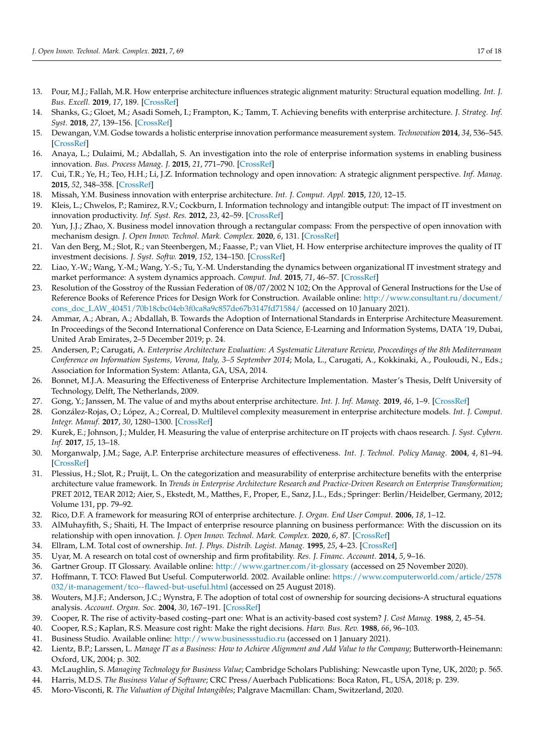13. Pour, M.J.; Fallah, M.R. How enterprise architecture influences strategic alignment maturity: Structural equation modelling. *Int. J. Bus. Excell.* **2019**, *17*, 189. [CrossRef]
14. Shanks, G.; Gloet, M.; Asadi Someh, I.; Frampton, K.; Tamm, T. Achieving benefits with enterprise architecture. *J. Strateg. Inf. Syst.* **2018**, *27*, 139–156. [CrossRef]
15. Dewangan, V.M. Godse towards a holistic enterprise innovation performance measurement system. *Technovation* **2014**, *34*, 536–545. [CrossRef]
16. Anaya, L.; Dulaimi, M.; Abdallah, S. An investigation into the role of enterprise information systems in enabling business innovation. *Bus. Process Manag. J.* **2015**, *21*, 771–790. [CrossRef]
17. Cui, T.R.; Ye, H.; Teo, H.H.; Li, J.Z. Information technology and open innovation: A strategic alignment perspective. *Inf. Manag.* **2015**, *52*, 348–358. [CrossRef]
18. Missah, Y.M. Business innovation with enterprise architecture. *Int. J. Comput. Appl.* **2015**, *120*, 12–15.
19. Kleis, L.; Chwelos, P.; Ramirez, R.V.; Cockburn, I. Information technology and intangible output: The impact of IT investment on innovation productivity. *Inf. Syst. Res.* **2012**, *23*, 42–59. [CrossRef]
20. Yun, J.J.; Zhao, X. Business model innovation through a rectangular compass: From the perspective of open innovation with mechanism design. *J. Open Innov. Technol. Mark. Complex.* **2020**, *6*, 131. [CrossRef]
21. Van den Berg, M.; Slot, R.; van Steenbergen, M.; Faasse, P.; van Vliet, H. How enterprise architecture improves the quality of IT investment decisions. *J. Syst. Softw.* **2019**, *152*, 134–150. [CrossRef]
22. Liao, Y.-W.; Wang, Y.-M.; Wang, Y.-S.; Tu, Y.-M. Understanding the dynamics between organizational IT investment strategy and market performance: A system dynamics approach. *Comput. Ind.* **2015**, *71*, 46–57. [CrossRef]
23. Resolution of the Gosstroy of the Russian Federation of 08/07/2002 N 102; On the Approval of General Instructions for the Use of Reference Books of Reference Prices for Design Work for Construction. Available online: http://www.consultant.ru/document/cons_doc_LAW_40451/70b18cbc04eb3f0ca8a9c857de67b3147fd71584/ (accessed on 10 January 2021).
24. Ammar, A.; Abran, A.; Abdallah, B. Towards the Adoption of International Standards in Enterprise Architecture Measurement. In Proceedings of the Second International Conference on Data Science, E-Learning and Information Systems, DATA '19, Dubai, United Arab Emirates, 2–5 December 2019; p. 24.
25. Andersen, P.; Carugati, A. *Enterprise Architecture Evaluation: A Systematic Literature Review, Proceedings of the 8th Mediterranean Conference on Information Systems, Verona, Italy, 3–5 September 2014*; Mola, L., Carugati, A., Kokkinaki, A., Pouloudi, N., Eds.; Association for Information System: Atlanta, GA, USA, 2014.
26. Bonnet, M.J.A. Measuring the Effectiveness of Enterprise Architecture Implementation. Master's Thesis, Delft University of Technology, Delft, The Netherlands, 2009.
27. Gong, Y.; Janssen, M. The value of and myths about enterprise architecture. *Int. J. Inf. Manag.* **2019**, *46*, 1–9. [CrossRef]
28. González-Rojas, O.; López, A.; Correal, D. Multilevel complexity measurement in enterprise architecture models. *Int. J. Comput. Integr. Manuf.* **2017**, *30*, 1280–1300. [CrossRef]
29. Kurek, E.; Johnson, J.; Mulder, H. Measuring the value of enterprise architecture on IT projects with chaos research. *J. Syst. Cybern. Inf.* **2017**, *15*, 13–18.
30. Morganwalp, J.M.; Sage, A.P. Enterprise architecture measures of effectiveness. *Int. J. Technol. Policy Manag.* **2004**, *4*, 81–94. [CrossRef]
31. Plessius, H.; Slot, R.; Pruijt, L. On the categorization and measurability of enterprise architecture benefits with the enterprise architecture value framework. In *Trends in Enterprise Architecture Research and Practice-Driven Research on Enterprise Transformation*; PRET 2012, TEAR 2012; Aier, S., Ekstedt, M., Matthes, F., Proper, E., Sanz, J.L., Eds.; Springer: Berlin/Heidelber, Germany, 2012; Volume 131, pp. 79–92.
32. Rico, D.F. A framework for measuring ROI of enterprise architecture. *J. Organ. End User Comput.* **2006**, *18*, 1–12.
33. AlMuhayfith, S.; Shaiti, H. The Impact of enterprise resource planning on business performance: With the discussion on its relationship with open innovation. *J. Open Innov. Technol. Mark. Complex.* **2020**, *6*, 87. [CrossRef]
34. Ellram, L.M. Total cost of ownership. *Int. J. Phys. Distrib. Logist. Manag.* **1995**, *25*, 4–23. [CrossRef]
35. Uyar, M. A research on total cost of ownership and firm profitability. *Res. J. Financ. Account.* **2014**, *5*, 9–16.
36. Gartner Group. IT Glossary. Available online: http://www.gartner.com/it-glossary (accessed on 25 November 2020).
37. Hoffmann, T. TCO: Flawed But Useful. Computerworld. 2002. Available online: https://www.computerworld.com/article/2578032/it-management/tco--flawed-but-useful.html (accessed on 25 August 2018).
38. Wouters, M.J.F.; Anderson, J.C.; Wynstra, F. The adoption of total cost of ownership for sourcing decisions-A structural equations analysis. *Account. Organ. Soc.* **2004**, *30*, 167–191. [CrossRef]
39. Cooper, R. The rise of activity-based costing–part one: What is an activity-based cost system? *J. Cost Manag.* **1988**, *2*, 45–54.
40. Cooper, R.S.; Kaplan, R.S. Measure cost right: Make the right decisions. *Harv. Bus. Rev.* **1988**, *66*, 96–103.
41. Business Studio. Available online: http://www.businessstudio.ru (accessed on 1 January 2021).
42. Lientz, B.P.; Larssen, L. *Manage IT as a Business: How to Achieve Alignment and Add Value to the Company*; Butterworth-Heinemann: Oxford, UK, 2004; p. 302.
43. McLaughlin, S. *Managing Technology for Business Value*; Cambridge Scholars Publishing: Newcastle upon Tyne, UK, 2020; p. 565.
44. Harris, M.D.S. *The Business Value of Software*; CRC Press/Auerbach Publications: Boca Raton, FL, USA, 2018; p. 239.
45. Moro-Visconti, R. *The Valuation of Digital Intangibles*; Palgrave Macmillan: Cham, Switzerland, 2020.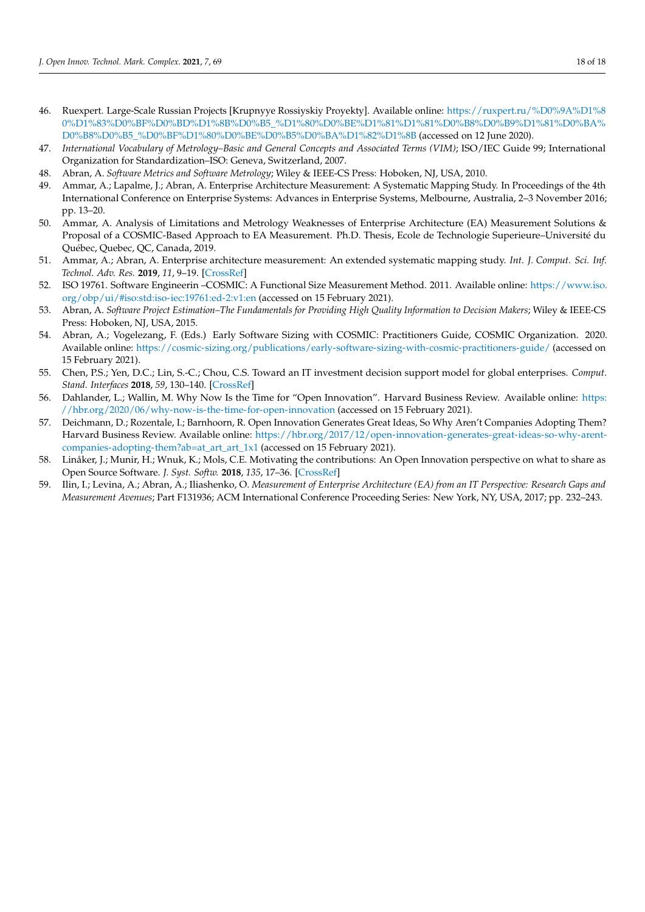46. Ruexpert. Large-Scale Russian Projects [Krupnyye Rossiyskiy Proyekty]. Available online: https://ruxpert.ru/%D0%9A%D1%80%D1%83%D0%BF%D0%BD%D1%8B%D0%B5_%D1%80%D0%BE%D1%81%D1%81%D0%B8%D0%B9%D1%81%D0%BA%D0%B8%D0%B5_%D0%BF%D1%80%D0%BE%D0%B5%D0%BA%D1%82%D1%8B (accessed on 12 June 2020).
47. *International Vocabulary of Metrology–Basic and General Concepts and Associated Terms (VIM)*; ISO/IEC Guide 99; International Organization for Standardization–ISO: Geneva, Switzerland, 2007.
48. Abran, A. *Software Metrics and Software Metrology*; Wiley & IEEE-CS Press: Hoboken, NJ, USA, 2010.
49. Ammar, A.; Lapalme, J.; Abran, A. Enterprise Architecture Measurement: A Systematic Mapping Study. In Proceedings of the 4th International Conference on Enterprise Systems: Advances in Enterprise Systems, Melbourne, Australia, 2–3 November 2016; pp. 13–20.
50. Ammar, A. Analysis of Limitations and Metrology Weaknesses of Enterprise Architecture (EA) Measurement Solutions & Proposal of a COSMIC-Based Approach to EA Measurement. Ph.D. Thesis, Ecole de Technologie Superieure–Université du Québec, Quebec, QC, Canada, 2019.
51. Ammar, A.; Abran, A. Enterprise architecture measurement: An extended systematic mapping study. *Int. J. Comput. Sci. Inf. Technol. Adv. Res.* **2019**, *11*, 9–19. [CrossRef]
52. ISO 19761. Software Engineerin –COSMIC: A Functional Size Measurement Method. 2011. Available online: https://www.iso.org/obp/ui/#iso:std:iso-iec:19761:ed-2:v1:en (accessed on 15 February 2021).
53. Abran, A. *Software Project Estimation–The Fundamentals for Providing High Quality Information to Decision Makers*; Wiley & IEEE-CS Press: Hoboken, NJ, USA, 2015.
54. Abran, A.; Vogelezang, F. (Eds.) Early Software Sizing with COSMIC: Practitioners Guide, COSMIC Organization. 2020. Available online: https://cosmic-sizing.org/publications/early-software-sizing-with-cosmic-practitioners-guide/ (accessed on 15 February 2021).
55. Chen, P.S.; Yen, D.C.; Lin, S.-C.; Chou, C.S. Toward an IT investment decision support model for global enterprises. *Comput. Stand. Interfaces* **2018**, *59*, 130–140. [CrossRef]
56. Dahlander, L.; Wallin, M. Why Now Is the Time for "Open Innovation". Harvard Business Review. Available online: https://hbr.org/2020/06/why-now-is-the-time-for-open-innovation (accessed on 15 February 2021).
57. Deichmann, D.; Rozentale, I.; Barnhoorn, R. Open Innovation Generates Great Ideas, So Why Aren't Companies Adopting Them? Harvard Business Review. Available online: https://hbr.org/2017/12/open-innovation-generates-great-ideas-so-why-arent-companies-adopting-them?ab=at_art_art_1x1 (accessed on 15 February 2021).
58. Linåker, J.; Munir, H.; Wnuk, K.; Mols, C.E. Motivating the contributions: An Open Innovation perspective on what to share as Open Source Software. *J. Syst. Softw.* **2018**, *135*, 17–36. [CrossRef]
59. Ilin, I.; Levina, A.; Abran, A.; Iliashenko, O. *Measurement of Enterprise Architecture (EA) from an IT Perspective: Research Gaps and Measurement Avenues*; Part F131936; ACM International Conference Proceeding Series: New York, NY, USA, 2017; pp. 232–243.